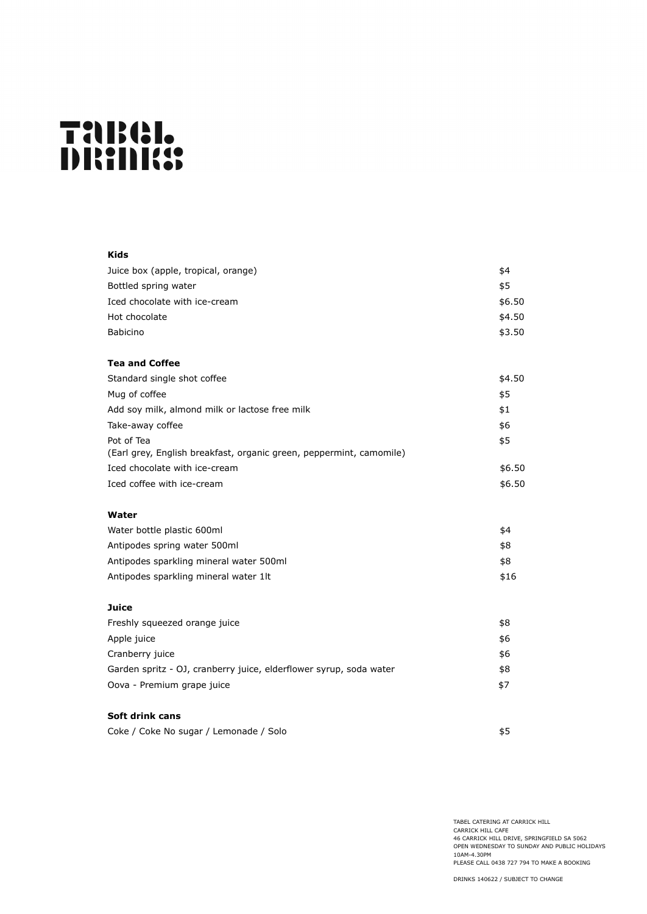# TABEL DRINKS

**Kids**

| | |
|---|---|
| Juice box (apple, tropical, orange) | $4 |
| Bottled spring water | $5 |
| Iced chocolate with ice-cream | $6.50 |
| Hot chocolate | $4.50 |
| Babicino | $3.50 |

**Tea and Coffee**

| | |
|---|---|
| Standard single shot coffee | $4.50 |
| Mug of coffee | $5 |
| Add soy milk, almond milk or lactose free milk | $1 |
| Take-away coffee | $6 |
| Pot of Tea (Earl grey, English breakfast, organic green, peppermint, camomile) | $5 |
| Iced chocolate with ice-cream | $6.50 |
| Iced coffee with ice-cream | $6.50 |

**Water**

| | |
|---|---|
| Water bottle plastic 600ml | $4 |
| Antipodes spring water 500ml | $8 |
| Antipodes sparkling mineral water 500ml | $8 |
| Antipodes sparkling mineral water 1lt | $16 |

**Juice**

| | |
|---|---|
| Freshly squeezed orange juice | $8 |
| Apple juice | $6 |
| Cranberry juice | $6 |
| Garden spritz - OJ, cranberry juice, elderflower syrup, soda water | $8 |
| Oova - Premium grape juice | $7 |

**Soft drink cans**

| | |
|---|---|
| Coke / Coke No sugar / Lemonade / Solo | $5 |

TABEL CATERING AT CARRICK HILL
CARRICK HILL CAFE
46 CARRICK HILL DRIVE, SPRINGFIELD SA 5062
OPEN WEDNESDAY TO SUNDAY AND PUBLIC HOLIDAYS
10AM-4.30PM
PLEASE CALL 0438 727 794 TO MAKE A BOOKING

DRINKS 140622 / SUBJECT TO CHANGE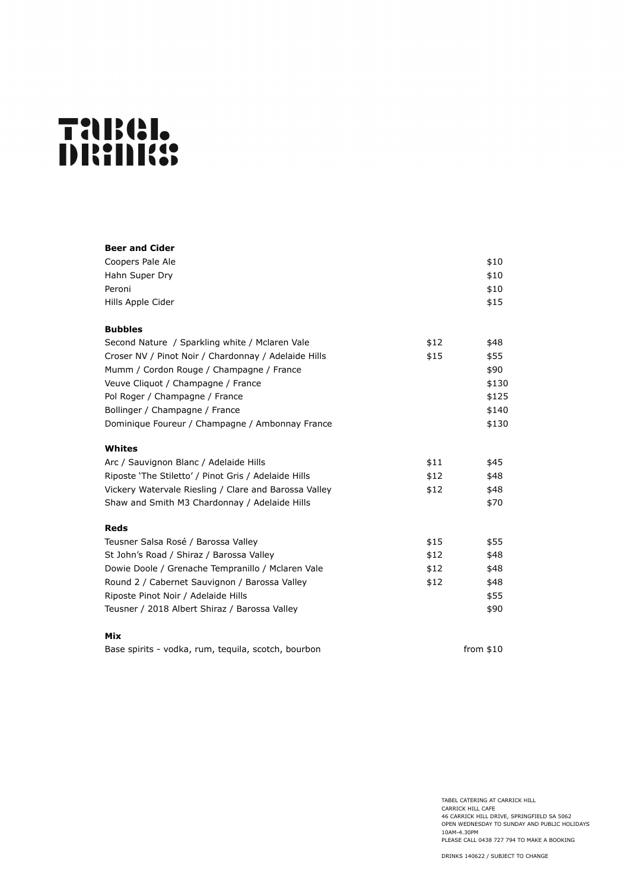# TABEL DRINKS

**Beer and Cider**

| | | |
|---|---|---|
| Coopers Pale Ale | | $10 |
| Hahn Super Dry | | $10 |
| Peroni | | $10 |
| Hills Apple Cider | | $15 |

**Bubbles**

| | | |
|---|---|---|
| Second Nature / Sparkling white / Mclaren Vale | $12 | $48 |
| Croser NV / Pinot Noir / Chardonnay / Adelaide Hills | $15 | $55 |
| Mumm / Cordon Rouge / Champagne / France | | $90 |
| Veuve Cliquot / Champagne / France | | $130 |
| Pol Roger / Champagne / France | | $125 |
| Bollinger / Champagne / France | | $140 |
| Dominique Foureur / Champagne / Ambonnay France | | $130 |

**Whites**

| | | |
|---|---|---|
| Arc / Sauvignon Blanc / Adelaide Hills | $11 | $45 |
| Riposte 'The Stiletto' / Pinot Gris / Adelaide Hills | $12 | $48 |
| Vickery Watervale Riesling / Clare and Barossa Valley | $12 | $48 |
| Shaw and Smith M3 Chardonnay / Adelaide Hills | | $70 |

**Reds**

| | | |
|---|---|---|
| Teusner Salsa Rosé / Barossa Valley | $15 | $55 |
| St John's Road / Shiraz / Barossa Valley | $12 | $48 |
| Dowie Doole / Grenache Tempranillo / Mclaren Vale | $12 | $48 |
| Round 2 / Cabernet Sauvignon / Barossa Valley | $12 | $48 |
| Riposte Pinot Noir / Adelaide Hills | | $55 |
| Teusner / 2018 Albert Shiraz / Barossa Valley | | $90 |

**Mix**

| | |
|---|---|
| Base spirits - vodka, rum, tequila, scotch, bourbon | from $10 |

TABEL CATERING AT CARRICK HILL
CARRICK HILL CAFE
46 CARRICK HILL DRIVE, SPRINGFIELD SA 5062
OPEN WEDNESDAY TO SUNDAY AND PUBLIC HOLIDAYS
10AM-4.30PM
PLEASE CALL 0438 727 794 TO MAKE A BOOKING

DRINKS 140622 / SUBJECT TO CHANGE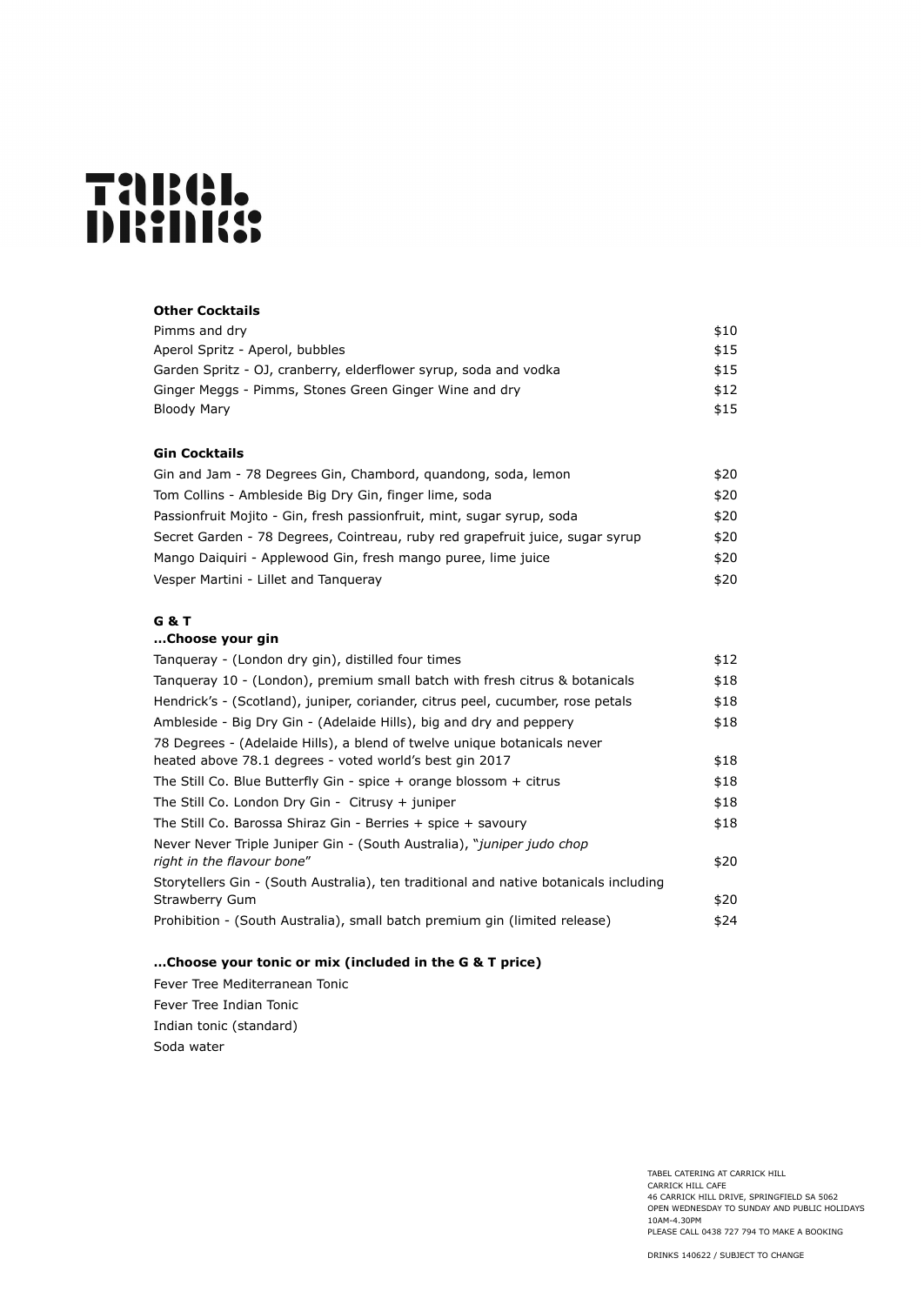# TABEL DRINKS

**Other Cocktails**

| | |
|---|---|
| Pimms and dry | $10 |
| Aperol Spritz - Aperol, bubbles | $15 |
| Garden Spritz - OJ, cranberry, elderflower syrup, soda and vodka | $15 |
| Ginger Meggs - Pimms, Stones Green Ginger Wine and dry | $12 |
| Bloody Mary | $15 |

**Gin Cocktails**

| | |
|---|---|
| Gin and Jam - 78 Degrees Gin, Chambord, quandong, soda, lemon | $20 |
| Tom Collins - Ambleside Big Dry Gin, finger lime, soda | $20 |
| Passionfruit Mojito - Gin, fresh passionfruit, mint, sugar syrup, soda | $20 |
| Secret Garden - 78 Degrees, Cointreau, ruby red grapefruit juice, sugar syrup | $20 |
| Mango Daiquiri - Applewood Gin, fresh mango puree, lime juice | $20 |
| Vesper Martini - Lillet and Tanqueray | $20 |

**G & T**
**...Choose your gin**

| | |
|---|---|
| Tanqueray - (London dry gin), distilled four times | $12 |
| Tanqueray 10 - (London), premium small batch with fresh citrus & botanicals | $18 |
| Hendrick's - (Scotland), juniper, coriander, citrus peel, cucumber, rose petals | $18 |
| Ambleside - Big Dry Gin - (Adelaide Hills), big and dry and peppery | $18 |
| 78 Degrees - (Adelaide Hills), a blend of twelve unique botanicals never heated above 78.1 degrees - voted world's best gin 2017 | $18 |
| The Still Co. Blue Butterfly Gin - spice + orange blossom + citrus | $18 |
| The Still Co. London Dry Gin - Citrusy + juniper | $18 |
| The Still Co. Barossa Shiraz Gin - Berries + spice + savoury | $18 |
| Never Never Triple Juniper Gin - (South Australia), "*juniper judo chop right in the flavour bone*" | $20 |
| Storytellers Gin - (South Australia), ten traditional and native botanicals including Strawberry Gum | $20 |
| Prohibition - (South Australia), small batch premium gin (limited release) | $24 |

**...Choose your tonic or mix (included in the G & T price)**

Fever Tree Mediterranean Tonic
Fever Tree Indian Tonic
Indian tonic (standard)
Soda water

TABEL CATERING AT CARRICK HILL
CARRICK HILL CAFE
46 CARRICK HILL DRIVE, SPRINGFIELD SA 5062
OPEN WEDNESDAY TO SUNDAY AND PUBLIC HOLIDAYS
10AM-4.30PM
PLEASE CALL 0438 727 794 TO MAKE A BOOKING

DRINKS 140622 / SUBJECT TO CHANGE